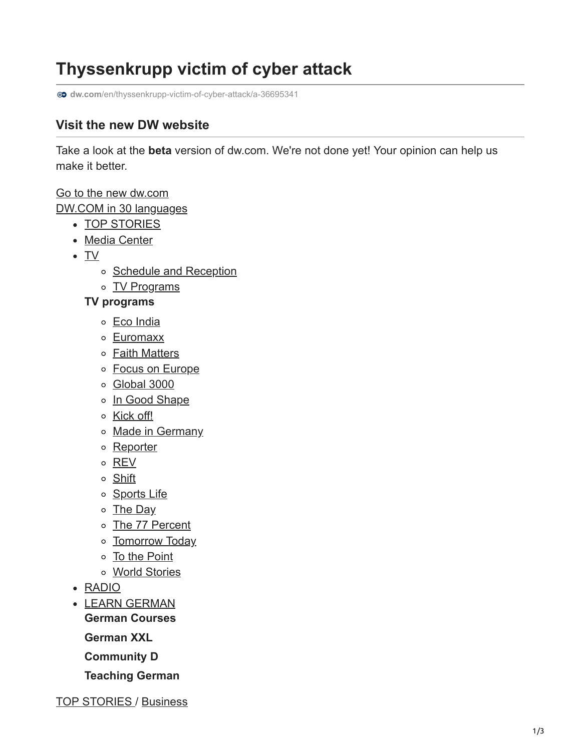# Thyssenkrupp victim of cyber attack

dw.com/en/thyssenkrupp-victim-of-cyber-attack/a-36695341

## Visit the new DW website

Take a look at the **beta** version of dw.com. We're not done yet! Your opinion can help us make it better.

Go to the new dw.com
DW.COM in 30 languages

- TOP STORIES
- Media Center
- TV
  - Schedule and Reception
  - TV Programs

  **TV programs**

  - Eco India
  - Euromaxx
  - Faith Matters
  - Focus on Europe
  - Global 3000
  - In Good Shape
  - Kick off!
  - Made in Germany
  - Reporter
  - REV
  - Shift
  - Sports Life
  - The Day
  - The 77 Percent
  - Tomorrow Today
  - To the Point
  - World Stories
- RADIO
- LEARN GERMAN

  **German Courses**

  **German XXL**

  **Community D**

  **Teaching German**

TOP STORIES / Business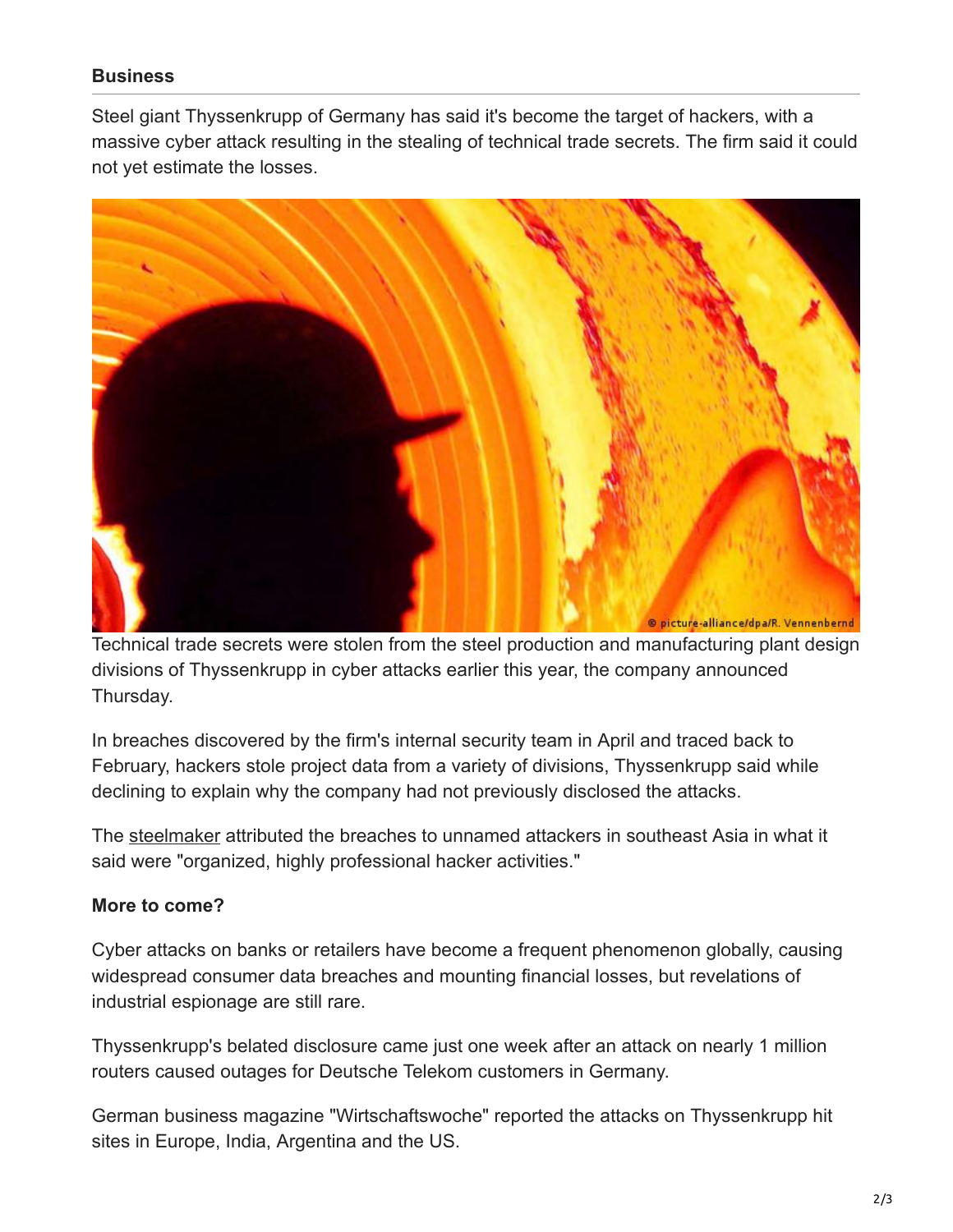**Business**

Steel giant Thyssenkrupp of Germany has said it's become the target of hackers, with a massive cyber attack resulting in the stealing of technical trade secrets. The firm said it could not yet estimate the losses.

Technical trade secrets were stolen from the steel production and manufacturing plant design divisions of Thyssenkrupp in cyber attacks earlier this year, the company announced Thursday.

In breaches discovered by the firm's internal security team in April and traced back to February, hackers stole project data from a variety of divisions, Thyssenkrupp said while declining to explain why the company had not previously disclosed the attacks.

The steelmaker attributed the breaches to unnamed attackers in southeast Asia in what it said were "organized, highly professional hacker activities."

### More to come?

Cyber attacks on banks or retailers have become a frequent phenomenon globally, causing widespread consumer data breaches and mounting financial losses, but revelations of industrial espionage are still rare.

Thyssenkrupp's belated disclosure came just one week after an attack on nearly 1 million routers caused outages for Deutsche Telekom customers in Germany.

German business magazine "Wirtschaftswoche" reported the attacks on Thyssenkrupp hit sites in Europe, India, Argentina and the US.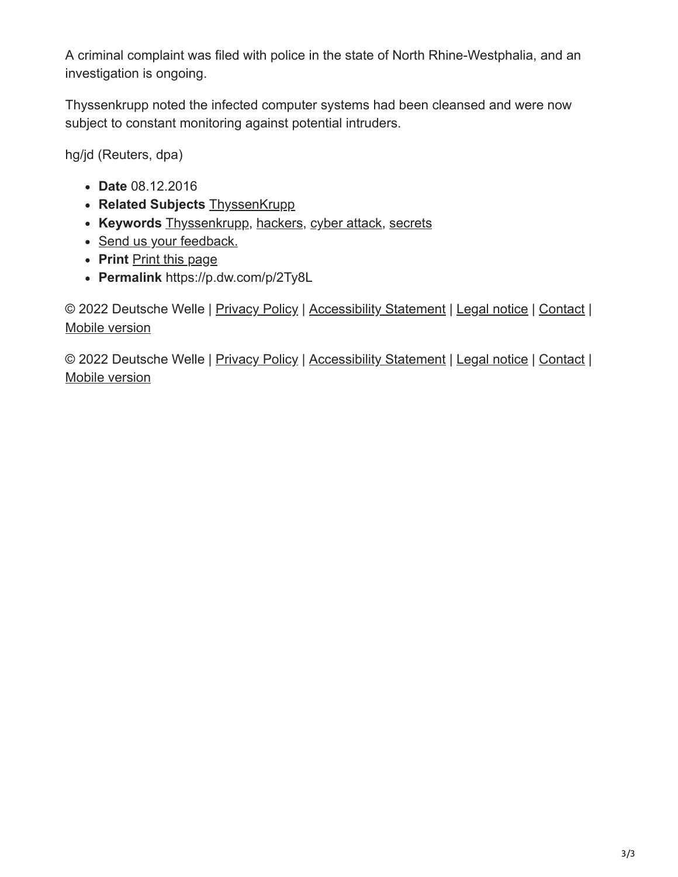A criminal complaint was filed with police in the state of North Rhine-Westphalia, and an investigation is ongoing.

Thyssenkrupp noted the infected computer systems had been cleansed and were now subject to constant monitoring against potential intruders.

hg/jd (Reuters, dpa)

- **Date** 08.12.2016
- **Related Subjects** ThyssenKrupp
- **Keywords** Thyssenkrupp, hackers, cyber attack, secrets
- Send us your feedback.
- **Print** Print this page
- **Permalink** https://p.dw.com/p/2Ty8L

© 2022 Deutsche Welle | Privacy Policy | Accessibility Statement | Legal notice | Contact | Mobile version

© 2022 Deutsche Welle | Privacy Policy | Accessibility Statement | Legal notice | Contact | Mobile version